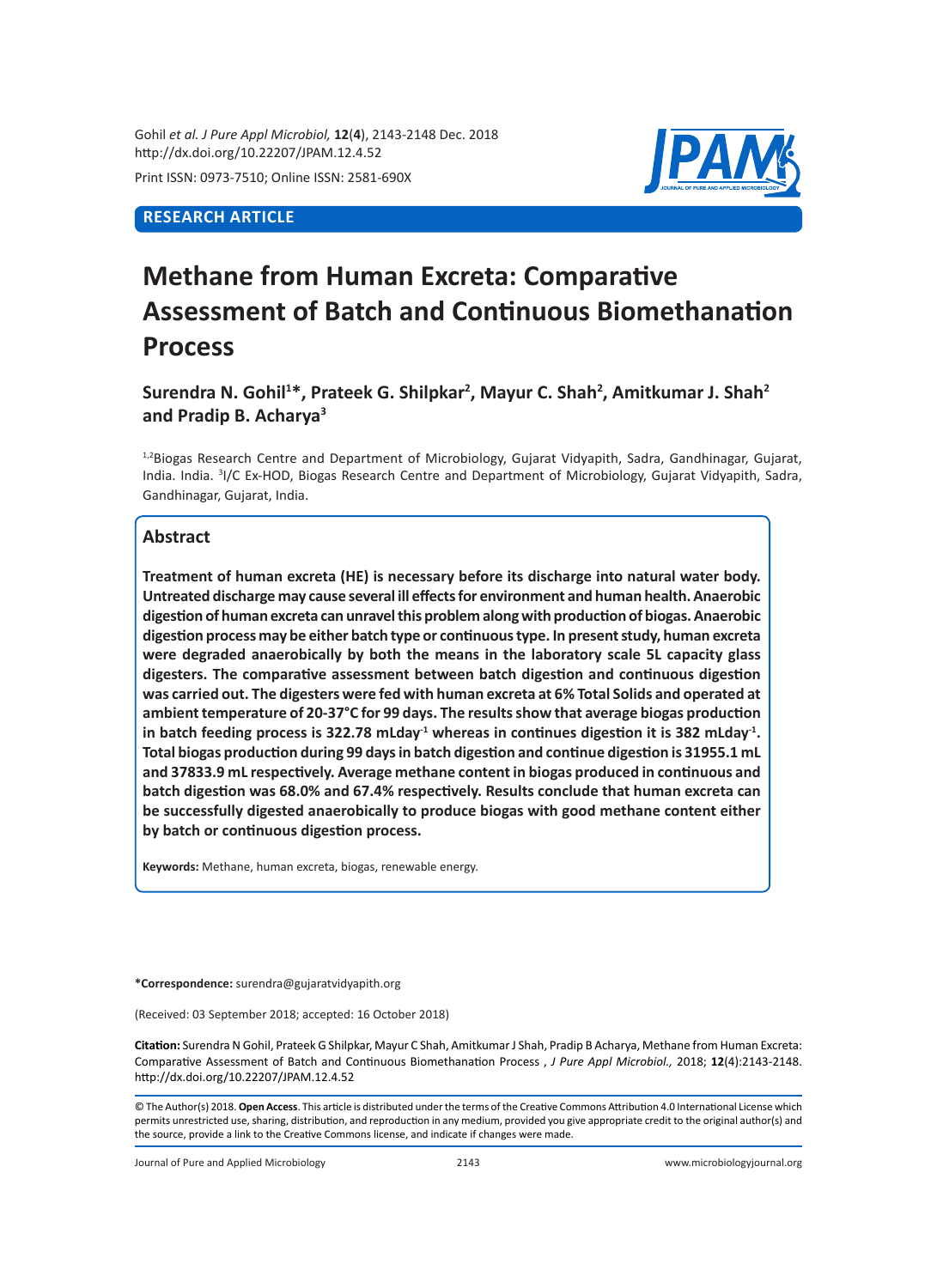RESEARCH ARTICLE

# Methane from Human Excreta: Comparative Assessment of Batch and Continuous Biomethanation Process

**Surendra N. Gohil[1]*, Prateek G. Shilpkar[2], Mayur C. Shah[2], Amitkumar J. Shah[2] and Pradip B. Acharya[3]**

[1,2]Biogas Research Centre and Department of Microbiology, Gujarat Vidyapith, Sadra, Gandhinagar, Gujarat, India. India. [3]I/C Ex-HOD, Biogas Research Centre and Department of Microbiology, Gujarat Vidyapith, Sadra, Gandhinagar, Gujarat, India.

## Abstract

**Treatment of human excreta (HE) is necessary before its discharge into natural water body. Untreated discharge may cause several ill effects for environment and human health. Anaerobic digestion of human excreta can unravel this problem along with production of biogas. Anaerobic digestion process may be either batch type or continuous type. In present study, human excreta were degraded anaerobically by both the means in the laboratory scale 5L capacity glass digesters. The comparative assessment between batch digestion and continuous digestion was carried out. The digesters were fed with human excreta at 6% Total Solids and operated at ambient temperature of 20-37°C for 99 days. The results show that average biogas production in batch feeding process is 322.78 mLday$^{-1}$ whereas in continues digestion it is 382 mLday$^{-1}$. Total biogas production during 99 days in batch digestion and continue digestion is 31955.1 mL and 37833.9 mL respectively. Average methane content in biogas produced in continuous and batch digestion was 68.0% and 67.4% respectively. Results conclude that human excreta can be successfully digested anaerobically to produce biogas with good methane content either by batch or continuous digestion process.**

**Keywords:** Methane, human excreta, biogas, renewable energy.

***Correspondence:** surendra@gujaratvidyapith.org

(Received: 03 September 2018; accepted: 16 October 2018)

**Citation:** Surendra N Gohil, Prateek G Shilpkar, Mayur C Shah, Amitkumar J Shah, Pradip B Acharya, Methane from Human Excreta: Comparative Assessment of Batch and Continuous Biomethanation Process , *J Pure Appl Microbiol.,* 2018; **12**(4):2143-2148. http://dx.doi.org/10.22207/JPAM.12.4.52

© The Author(s) 2018. **Open Access**. This article is distributed under the terms of the Creative Commons Attribution 4.0 International License which permits unrestricted use, sharing, distribution, and reproduction in any medium, provided you give appropriate credit to the original author(s) and the source, provide a link to the Creative Commons license, and indicate if changes were made.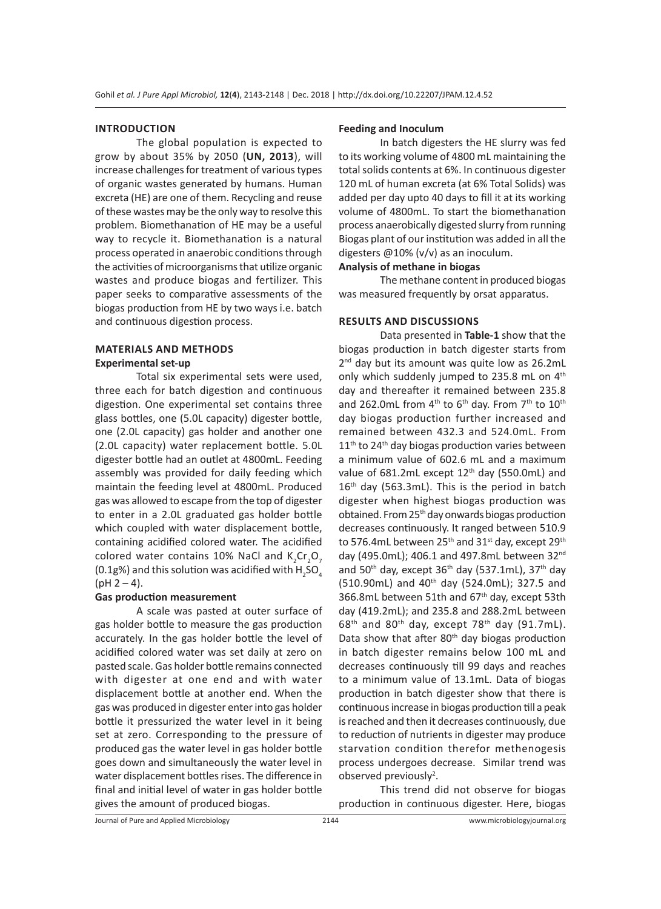## INTRODUCTION

The global population is expected to grow by about 35% by 2050 (**UN, 2013**), will increase challenges for treatment of various types of organic wastes generated by humans. Human excreta (HE) are one of them. Recycling and reuse of these wastes may be the only way to resolve this problem. Biomethanation of HE may be a useful way to recycle it. Biomethanation is a natural process operated in anaerobic conditions through the activities of microorganisms that utilize organic wastes and produce biogas and fertilizer. This paper seeks to comparative assessments of the biogas production from HE by two ways i.e. batch and continuous digestion process.

## MATERIALS AND METHODS

### Experimental set-up

Total six experimental sets were used, three each for batch digestion and continuous digestion. One experimental set contains three glass bottles, one (5.0L capacity) digester bottle, one (2.0L capacity) gas holder and another one (2.0L capacity) water replacement bottle. 5.0L digester bottle had an outlet at 4800mL. Feeding assembly was provided for daily feeding which maintain the feeding level at 4800mL. Produced gas was allowed to escape from the top of digester to enter in a 2.0L graduated gas holder bottle which coupled with water displacement bottle, containing acidified colored water. The acidified colored water contains 10% NaCl and $K_2Cr_2O_7$ (0.1g%) and this solution was acidified with $H_2SO_4$ (pH 2 – 4).

### Gas production measurement

A scale was pasted at outer surface of gas holder bottle to measure the gas production accurately. In the gas holder bottle the level of acidified colored water was set daily at zero on pasted scale. Gas holder bottle remains connected with digester at one end and with water displacement bottle at another end. When the gas was produced in digester enter into gas holder bottle it pressurized the water level in it being set at zero. Corresponding to the pressure of produced gas the water level in gas holder bottle goes down and simultaneously the water level in water displacement bottles rises. The difference in final and initial level of water in gas holder bottle gives the amount of produced biogas.

### Feeding and Inoculum

In batch digesters the HE slurry was fed to its working volume of 4800 mL maintaining the total solids contents at 6%. In continuous digester 120 mL of human excreta (at 6% Total Solids) was added per day upto 40 days to fill it at its working volume of 4800mL. To start the biomethanation process anaerobically digested slurry from running Biogas plant of our institution was added in all the digesters @10% (v/v) as an inoculum.

### Analysis of methane in biogas

The methane content in produced biogas was measured frequently by orsat apparatus.

## RESULTS AND DISCUSSIONS

Data presented in **Table-1** show that the biogas production in batch digester starts from 2nd day but its amount was quite low as 26.2mL only which suddenly jumped to 235.8 mL on 4th day and thereafter it remained between 235.8 and 262.0mL from 4th to 6th day. From 7th to 10th day biogas production further increased and remained between 432.3 and 524.0mL. From 11th to 24th day biogas production varies between a minimum value of 602.6 mL and a maximum value of 681.2mL except 12th day (550.0mL) and 16th day (563.3mL). This is the period in batch digester when highest biogas production was obtained. From 25th day onwards biogas production decreases continuously. It ranged between 510.9 to 576.4mL between 25th and 31st day, except 29th day (495.0mL); 406.1 and 497.8mL between 32nd and 50th day, except 36th day (537.1mL), 37th day (510.90mL) and 40th day (524.0mL); 327.5 and 366.8mL between 51th and 67th day, except 53th day (419.2mL); and 235.8 and 288.2mL between 68th and 80th day, except 78th day (91.7mL). Data show that after 80th day biogas production in batch digester remains below 100 mL and decreases continuously till 99 days and reaches to a minimum value of 13.1mL. Data of biogas production in batch digester show that there is continuous increase in biogas production till a peak is reached and then it decreases continuously, due to reduction of nutrients in digester may produce starvation condition therefor methenogesis process undergoes decrease. Similar trend was observed previously[2].

This trend did not observe for biogas production in continuous digester. Here, biogas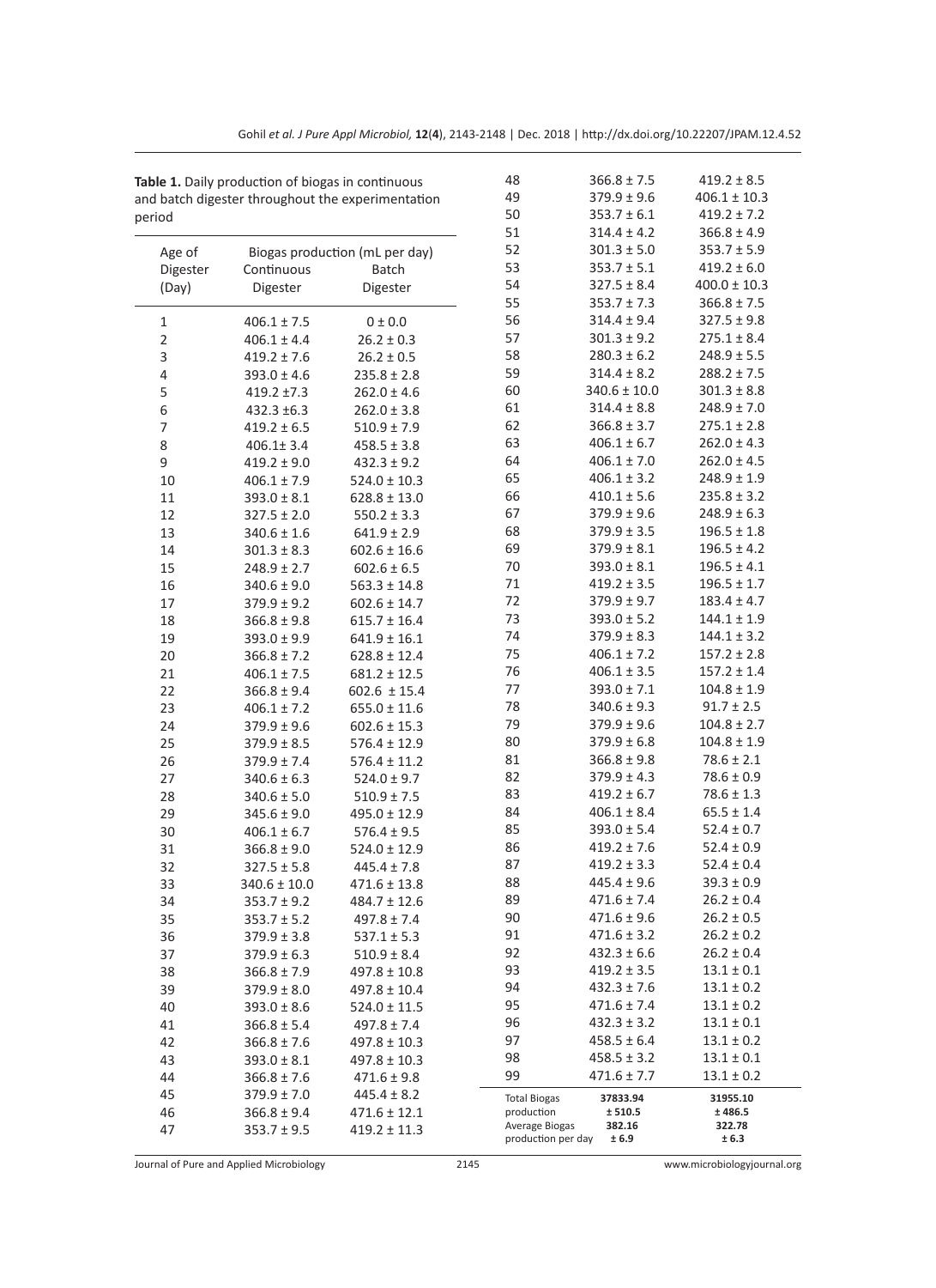**Table 1.** Daily production of biogas in continuous and batch digester throughout the experimentation period

| Age of Digester (Day) | Biogas production (mL per day) | |
|---|---|---|
| | Continuous Digester | Batch Digester |
| 1 | 406.1 ± 7.5 | 0 ± 0.0 |
| 2 | 406.1 ± 4.4 | 26.2 ± 0.3 |
| 3 | 419.2 ± 7.6 | 26.2 ± 0.5 |
| 4 | 393.0 ± 4.6 | 235.8 ± 2.8 |
| 5 | 419.2 ±7.3 | 262.0 ± 4.6 |
| 6 | 432.3 ±6.3 | 262.0 ± 3.8 |
| 7 | 419.2 ± 6.5 | 510.9 ± 7.9 |
| 8 | 406.1± 3.4 | 458.5 ± 3.8 |
| 9 | 419.2 ± 9.0 | 432.3 ± 9.2 |
| 10 | 406.1 ± 7.9 | 524.0 ± 10.3 |
| 11 | 393.0 ± 8.1 | 628.8 ± 13.0 |
| 12 | 327.5 ± 2.0 | 550.2 ± 3.3 |
| 13 | 340.6 ± 1.6 | 641.9 ± 2.9 |
| 14 | 301.3 ± 8.3 | 602.6 ± 16.6 |
| 15 | 248.9 ± 2.7 | 602.6 ± 6.5 |
| 16 | 340.6 ± 9.0 | 563.3 ± 14.8 |
| 17 | 379.9 ± 9.2 | 602.6 ± 14.7 |
| 18 | 366.8 ± 9.8 | 615.7 ± 16.4 |
| 19 | 393.0 ± 9.9 | 641.9 ± 16.1 |
| 20 | 366.8 ± 7.2 | 628.8 ± 12.4 |
| 21 | 406.1 ± 7.5 | 681.2 ± 12.5 |
| 22 | 366.8 ± 9.4 | 602.6 ± 15.4 |
| 23 | 406.1 ± 7.2 | 655.0 ± 11.6 |
| 24 | 379.9 ± 9.6 | 602.6 ± 15.3 |
| 25 | 379.9 ± 8.5 | 576.4 ± 12.9 |
| 26 | 379.9 ± 7.4 | 576.4 ± 11.2 |
| 27 | 340.6 ± 6.3 | 524.0 ± 9.7 |
| 28 | 340.6 ± 5.0 | 510.9 ± 7.5 |
| 29 | 345.6 ± 9.0 | 495.0 ± 12.9 |
| 30 | 406.1 ± 6.7 | 576.4 ± 9.5 |
| 31 | 366.8 ± 9.0 | 524.0 ± 12.9 |
| 32 | 327.5 ± 5.8 | 445.4 ± 7.8 |
| 33 | 340.6 ± 10.0 | 471.6 ± 13.8 |
| 34 | 353.7 ± 9.2 | 484.7 ± 12.6 |
| 35 | 353.7 ± 5.2 | 497.8 ± 7.4 |
| 36 | 379.9 ± 3.8 | 537.1 ± 5.3 |
| 37 | 379.9 ± 6.3 | 510.9 ± 8.4 |
| 38 | 366.8 ± 7.9 | 497.8 ± 10.8 |
| 39 | 379.9 ± 8.0 | 497.8 ± 10.4 |
| 40 | 393.0 ± 8.6 | 524.0 ± 11.5 |
| 41 | 366.8 ± 5.4 | 497.8 ± 7.4 |
| 42 | 366.8 ± 7.6 | 497.8 ± 10.3 |
| 43 | 393.0 ± 8.1 | 497.8 ± 10.3 |
| 44 | 366.8 ± 7.6 | 471.6 ± 9.8 |
| 45 | 379.9 ± 7.0 | 445.4 ± 8.2 |
| 46 | 366.8 ± 9.4 | 471.6 ± 12.1 |
| 47 | 353.7 ± 9.5 | 419.2 ± 11.3 |
| 48 | 366.8 ± 7.5 | 419.2 ± 8.5 |
| 49 | 379.9 ± 9.6 | 406.1 ± 10.3 |
| 50 | 353.7 ± 6.1 | 419.2 ± 7.2 |
| 51 | 314.4 ± 4.2 | 366.8 ± 4.9 |
| 52 | 301.3 ± 5.0 | 353.7 ± 5.9 |
| 53 | 353.7 ± 5.1 | 419.2 ± 6.0 |
| 54 | 327.5 ± 8.4 | 400.0 ± 10.3 |
| 55 | 353.7 ± 7.3 | 366.8 ± 7.5 |
| 56 | 314.4 ± 9.4 | 327.5 ± 9.8 |
| 57 | 301.3 ± 9.2 | 275.1 ± 8.4 |
| 58 | 280.3 ± 6.2 | 248.9 ± 5.5 |
| 59 | 314.4 ± 8.2 | 288.2 ± 7.5 |
| 60 | 340.6 ± 10.0 | 301.3 ± 8.8 |
| 61 | 314.4 ± 8.8 | 248.9 ± 7.0 |
| 62 | 366.8 ± 3.7 | 275.1 ± 2.8 |
| 63 | 406.1 ± 6.7 | 262.0 ± 4.3 |
| 64 | 406.1 ± 7.0 | 262.0 ± 4.5 |
| 65 | 406.1 ± 3.2 | 248.9 ± 1.9 |
| 66 | 410.1 ± 5.6 | 235.8 ± 3.2 |
| 67 | 379.9 ± 9.6 | 248.9 ± 6.3 |
| 68 | 379.9 ± 3.5 | 196.5 ± 1.8 |
| 69 | 379.9 ± 8.1 | 196.5 ± 4.2 |
| 70 | 393.0 ± 8.1 | 196.5 ± 4.1 |
| 71 | 419.2 ± 3.5 | 196.5 ± 1.7 |
| 72 | 379.9 ± 9.7 | 183.4 ± 4.7 |
| 73 | 393.0 ± 5.2 | 144.1 ± 1.9 |
| 74 | 379.9 ± 8.3 | 144.1 ± 3.2 |
| 75 | 406.1 ± 7.2 | 157.2 ± 2.8 |
| 76 | 406.1 ± 3.5 | 157.2 ± 1.4 |
| 77 | 393.0 ± 7.1 | 104.8 ± 1.9 |
| 78 | 340.6 ± 9.3 | 91.7 ± 2.5 |
| 79 | 379.9 ± 9.6 | 104.8 ± 2.7 |
| 80 | 379.9 ± 6.8 | 104.8 ± 1.9 |
| 81 | 366.8 ± 9.8 | 78.6 ± 2.1 |
| 82 | 379.9 ± 4.3 | 78.6 ± 0.9 |
| 83 | 419.2 ± 6.7 | 78.6 ± 1.3 |
| 84 | 406.1 ± 8.4 | 65.5 ± 1.4 |
| 85 | 393.0 ± 5.4 | 52.4 ± 0.7 |
| 86 | 419.2 ± 7.6 | 52.4 ± 0.9 |
| 87 | 419.2 ± 3.3 | 52.4 ± 0.4 |
| 88 | 445.4 ± 9.6 | 39.3 ± 0.9 |
| 89 | 471.6 ± 7.4 | 26.2 ± 0.4 |
| 90 | 471.6 ± 9.6 | 26.2 ± 0.5 |
| 91 | 471.6 ± 3.2 | 26.2 ± 0.2 |
| 92 | 432.3 ± 6.6 | 26.2 ± 0.4 |
| 93 | 419.2 ± 3.5 | 13.1 ± 0.1 |
| 94 | 432.3 ± 7.6 | 13.1 ± 0.2 |
| 95 | 471.6 ± 7.4 | 13.1 ± 0.2 |
| 96 | 432.3 ± 3.2 | 13.1 ± 0.1 |
| 97 | 458.5 ± 6.4 | 13.1 ± 0.2 |
| 98 | 458.5 ± 3.2 | 13.1 ± 0.1 |
| 99 | 471.6 ± 7.7 | 13.1 ± 0.2 |
| Total Biogas production | **37833.94 ± 510.5** | **31955.10 ± 486.5** |
| Average Biogas production per day | **382.16 ± 6.9** | **322.78 ± 6.3** |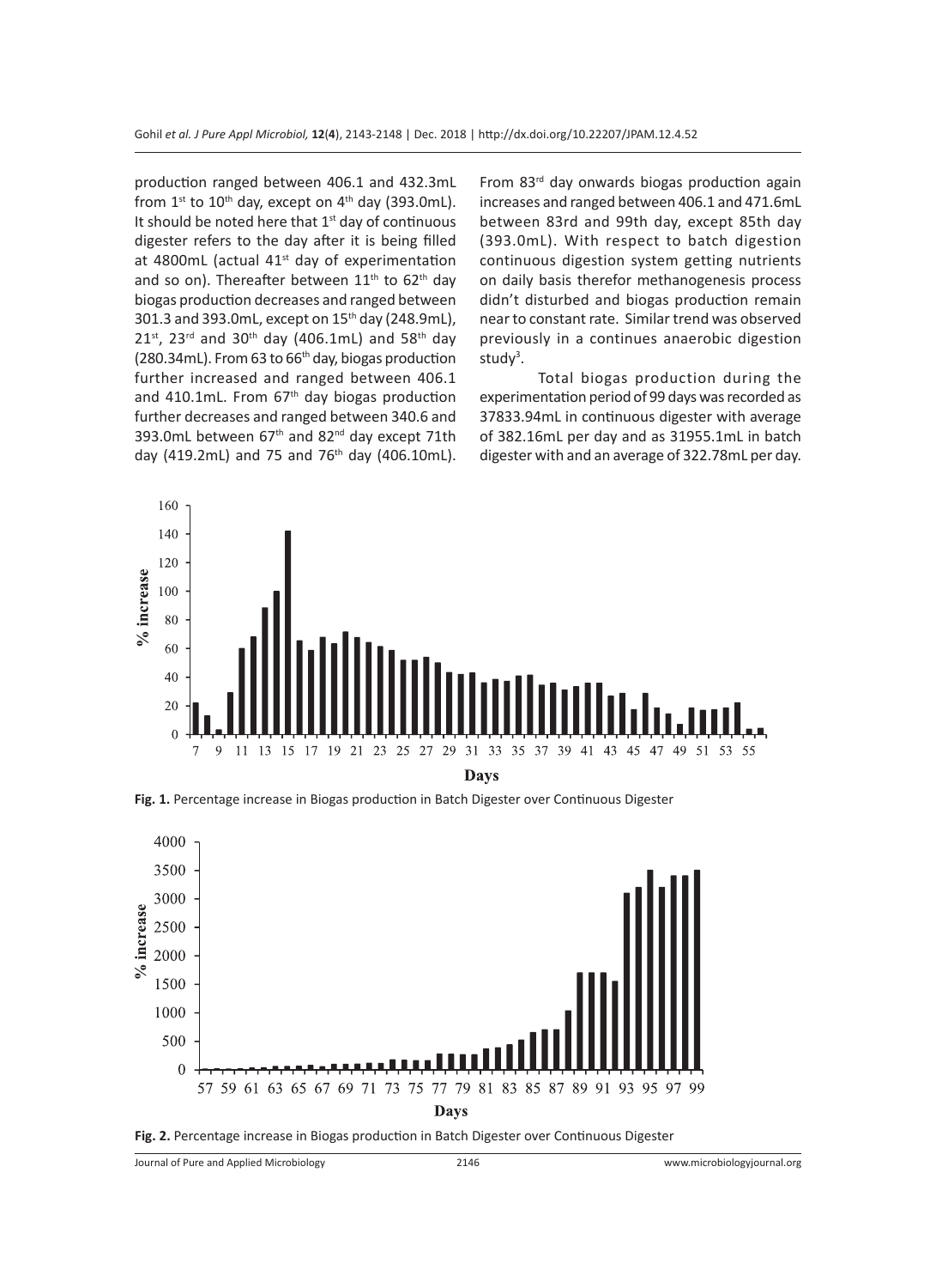production ranged between 406.1 and 432.3mL from 1st to 10th day, except on 4th day (393.0mL). It should be noted here that 1st day of continuous digester refers to the day after it is being filled at 4800mL (actual 41st day of experimentation and so on). Thereafter between 11th to 62th day biogas production decreases and ranged between 301.3 and 393.0mL, except on 15th day (248.9mL), 21st, 23rd and 30th day (406.1mL) and 58th day (280.34mL). From 63 to 66th day, biogas production further increased and ranged between 406.1 and 410.1mL. From 67th day biogas production further decreases and ranged between 340.6 and 393.0mL between 67th and 82nd day except 71th day (419.2mL) and 75 and 76th day (406.10mL). From 83rd day onwards biogas production again increases and ranged between 406.1 and 471.6mL between 83rd and 99th day, except 85th day (393.0mL). With respect to batch digestion continuous digestion system getting nutrients on daily basis therefor methanogenesis process didn't disturbed and biogas production remain near to constant rate. Similar trend was observed previously in a continues anaerobic digestion study[3].

Total biogas production during the experimentation period of 99 days was recorded as 37833.94mL in continuous digester with average of 382.16mL per day and as 31955.1mL in batch digester with and an average of 322.78mL per day.

**Fig. 1.** Percentage increase in Biogas production in Batch Digester over Continuous Digester

**Fig. 2.** Percentage increase in Biogas production in Batch Digester over Continuous Digester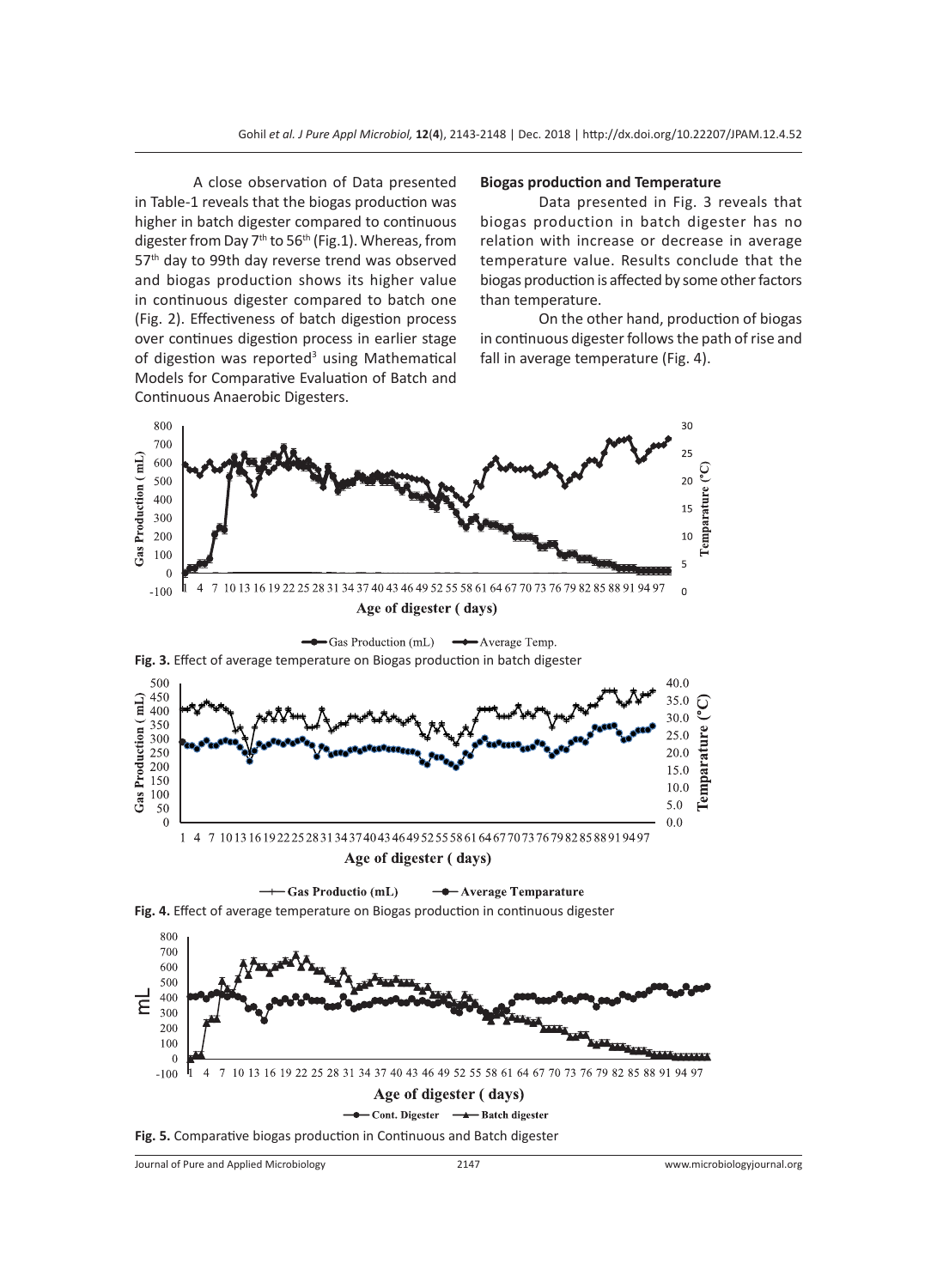A close observation of Data presented in Table-1 reveals that the biogas production was higher in batch digester compared to continuous digester from Day 7th to 56th (Fig.1). Whereas, from 57th day to 99th day reverse trend was observed and biogas production shows its higher value in continuous digester compared to batch one (Fig. 2). Effectiveness of batch digestion process over continues digestion process in earlier stage of digestion was reported[3] using Mathematical Models for Comparative Evaluation of Batch and Continuous Anaerobic Digesters.

### Biogas production and Temperature

Data presented in Fig. 3 reveals that biogas production in batch digester has no relation with increase or decrease in average temperature value. Results conclude that the biogas production is affected by some other factors than temperature.

On the other hand, production of biogas in continuous digester follows the path of rise and fall in average temperature (Fig. 4).

**Fig. 3.** Effect of average temperature on Biogas production in batch digester

**Fig. 4.** Effect of average temperature on Biogas production in continuous digester

**Fig. 5.** Comparative biogas production in Continuous and Batch digester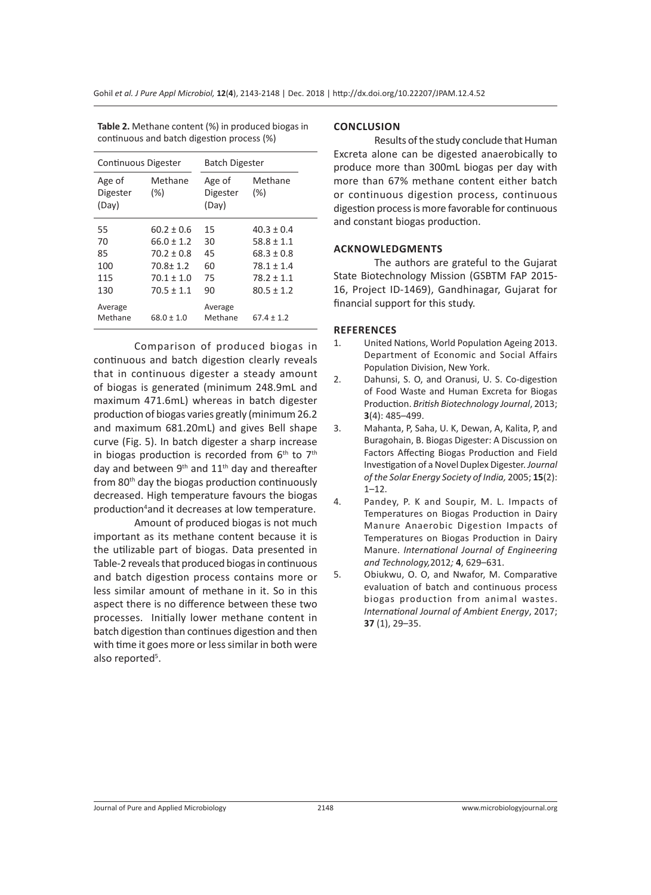**Table 2.** Methane content (%) in produced biogas in continuous and batch digestion process (%)

| Continuous Digester | | Batch Digester | |
|---|---|---|---|
| Age of Digester (Day) | Methane (%) | Age of Digester (Day) | Methane (%) |
| 55 | 60.2 ± 0.6 | 15 | 40.3 ± 0.4 |
| 70 | 66.0 ± 1.2 | 30 | 58.8 ± 1.1 |
| 85 | 70.2 ± 0.8 | 45 | 68.3 ± 0.8 |
| 100 | 70.8± 1.2 | 60 | 78.1 ± 1.4 |
| 115 | 70.1 ± 1.0 | 75 | 78.2 ± 1.1 |
| 130 | 70.5 ± 1.1 | 90 | 80.5 ± 1.2 |
| Average Methane | 68.0 ± 1.0 | Average Methane | 67.4 ± 1.2 |

Comparison of produced biogas in continuous and batch digestion clearly reveals that in continuous digester a steady amount of biogas is generated (minimum 248.9mL and maximum 471.6mL) whereas in batch digester production of biogas varies greatly (minimum 26.2 and maximum 681.20mL) and gives Bell shape curve (Fig. 5). In batch digester a sharp increase in biogas production is recorded from 6th to 7th day and between 9th and 11th day and thereafter from 80th day the biogas production continuously decreased. High temperature favours the biogas production[4] and it decreases at low temperature.

Amount of produced biogas is not much important as its methane content because it is the utilizable part of biogas. Data presented in Table-2 reveals that produced biogas in continuous and batch digestion process contains more or less similar amount of methane in it. So in this aspect there is no difference between these two processes. Initially lower methane content in batch digestion than continues digestion and then with time it goes more or less similar in both were also reported[5].

## CONCLUSION

Results of the study conclude that Human Excreta alone can be digested anaerobically to produce more than 300mL biogas per day with more than 67% methane content either batch or continuous digestion process, continuous digestion process is more favorable for continuous and constant biogas production.

## ACKNOWLEDGMENTS

The authors are grateful to the Gujarat State Biotechnology Mission (GSBTM FAP 2015-16, Project ID-1469), Gandhinagar, Gujarat for financial support for this study.

## REFERENCES

1. United Nations, World Population Ageing 2013. Department of Economic and Social Affairs Population Division, New York.
2. Dahunsi, S. O, and Oranusi, U. S. Co-digestion of Food Waste and Human Excreta for Biogas Production. *British Biotechnology Journal*, 2013; **3**(4): 485–499.
3. Mahanta, P, Saha, U. K, Dewan, A, Kalita, P, and Buragohain, B. Biogas Digester: A Discussion on Factors Affecting Biogas Production and Field Investigation of a Novel Duplex Digester. *Journal of the Solar Energy Society of India,* 2005; **15**(2): 1–12.
4. Pandey, P. K and Soupir, M. L. Impacts of Temperatures on Biogas Production in Dairy Manure Anaerobic Digestion Impacts of Temperatures on Biogas Production in Dairy Manure. *International Journal of Engineering and Technology,*2012*;* **4**, 629–631.
5. Obiukwu, O. O, and Nwafor, M. Comparative evaluation of batch and continuous process biogas production from animal wastes. *International Journal of Ambient Energy*, 2017; **37** (1), 29–35.